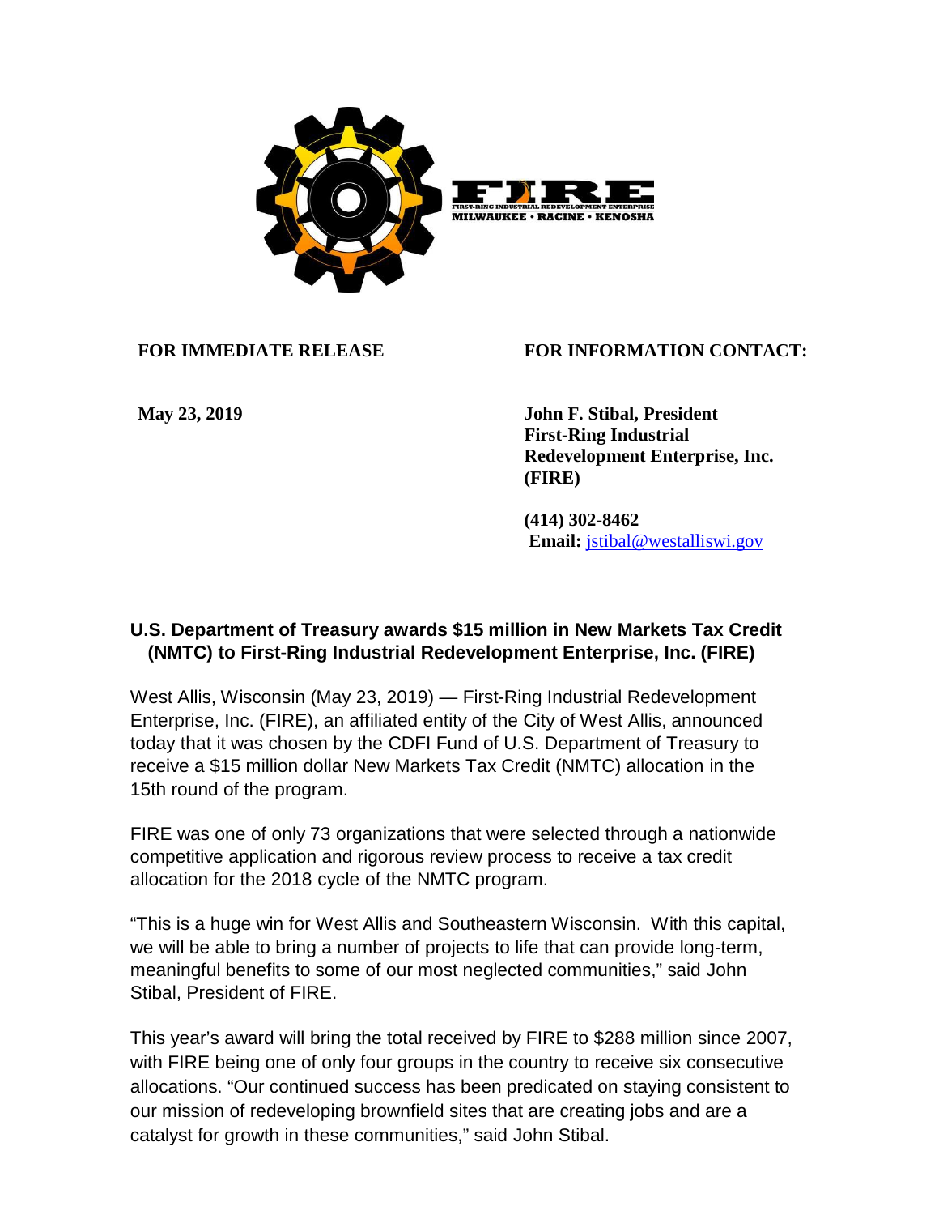FIRE
FIRST-RING INDUSTRIAL REDEVELOPMENT ENTERPRISE
MILWAUKEE · RACINE · KENOSHA

**FOR IMMEDIATE RELEASE**

**May 23, 2019**

**FOR INFORMATION CONTACT:**

**John F. Stibal, President**
**First-Ring Industrial Redevelopment Enterprise, Inc. (FIRE)**

**(414) 302-8462**
**Email:** jstibal@westalliswi.gov

## U.S. Department of Treasury awards $15 million in New Markets Tax Credit (NMTC) to First-Ring Industrial Redevelopment Enterprise, Inc. (FIRE)

West Allis, Wisconsin (May 23, 2019) — First-Ring Industrial Redevelopment Enterprise, Inc. (FIRE), an affiliated entity of the City of West Allis, announced today that it was chosen by the CDFI Fund of U.S. Department of Treasury to receive a $15 million dollar New Markets Tax Credit (NMTC) allocation in the 15th round of the program.

FIRE was one of only 73 organizations that were selected through a nationwide competitive application and rigorous review process to receive a tax credit allocation for the 2018 cycle of the NMTC program.

"This is a huge win for West Allis and Southeastern Wisconsin. With this capital, we will be able to bring a number of projects to life that can provide long-term, meaningful benefits to some of our most neglected communities," said John Stibal, President of FIRE.

This year's award will bring the total received by FIRE to $288 million since 2007, with FIRE being one of only four groups in the country to receive six consecutive allocations. "Our continued success has been predicated on staying consistent to our mission of redeveloping brownfield sites that are creating jobs and are a catalyst for growth in these communities," said John Stibal.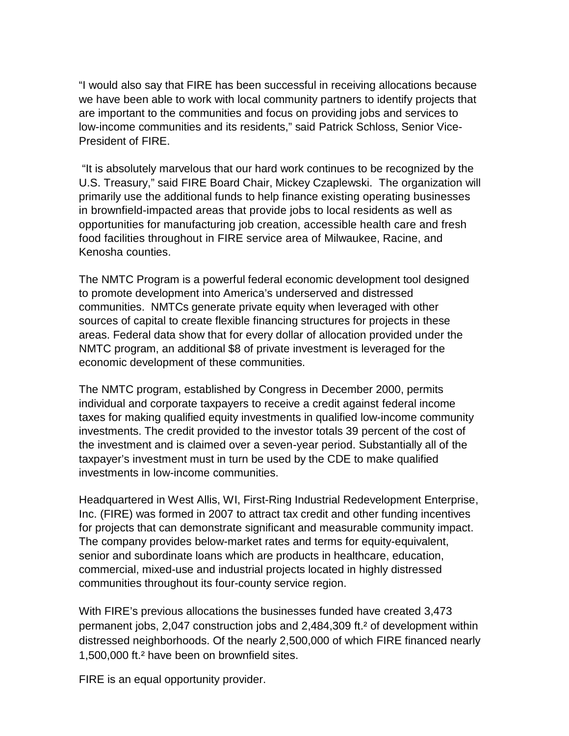"I would also say that FIRE has been successful in receiving allocations because we have been able to work with local community partners to identify projects that are important to the communities and focus on providing jobs and services to low-income communities and its residents," said Patrick Schloss, Senior Vice-President of FIRE.

"It is absolutely marvelous that our hard work continues to be recognized by the U.S. Treasury," said FIRE Board Chair, Mickey Czaplewski. The organization will primarily use the additional funds to help finance existing operating businesses in brownfield-impacted areas that provide jobs to local residents as well as opportunities for manufacturing job creation, accessible health care and fresh food facilities throughout in FIRE service area of Milwaukee, Racine, and Kenosha counties.

The NMTC Program is a powerful federal economic development tool designed to promote development into America's underserved and distressed communities. NMTCs generate private equity when leveraged with other sources of capital to create flexible financing structures for projects in these areas. Federal data show that for every dollar of allocation provided under the NMTC program, an additional $8 of private investment is leveraged for the economic development of these communities.

The NMTC program, established by Congress in December 2000, permits individual and corporate taxpayers to receive a credit against federal income taxes for making qualified equity investments in qualified low-income community investments. The credit provided to the investor totals 39 percent of the cost of the investment and is claimed over a seven-year period. Substantially all of the taxpayer's investment must in turn be used by the CDE to make qualified investments in low-income communities.

Headquartered in West Allis, WI, First-Ring Industrial Redevelopment Enterprise, Inc. (FIRE) was formed in 2007 to attract tax credit and other funding incentives for projects that can demonstrate significant and measurable community impact. The company provides below-market rates and terms for equity-equivalent, senior and subordinate loans which are products in healthcare, education, commercial, mixed-use and industrial projects located in highly distressed communities throughout its four-county service region.

With FIRE's previous allocations the businesses funded have created 3,473 permanent jobs, 2,047 construction jobs and 2,484,309 ft.$^2$ of development within distressed neighborhoods. Of the nearly 2,500,000 of which FIRE financed nearly 1,500,000 ft.$^2$ have been on brownfield sites.

FIRE is an equal opportunity provider.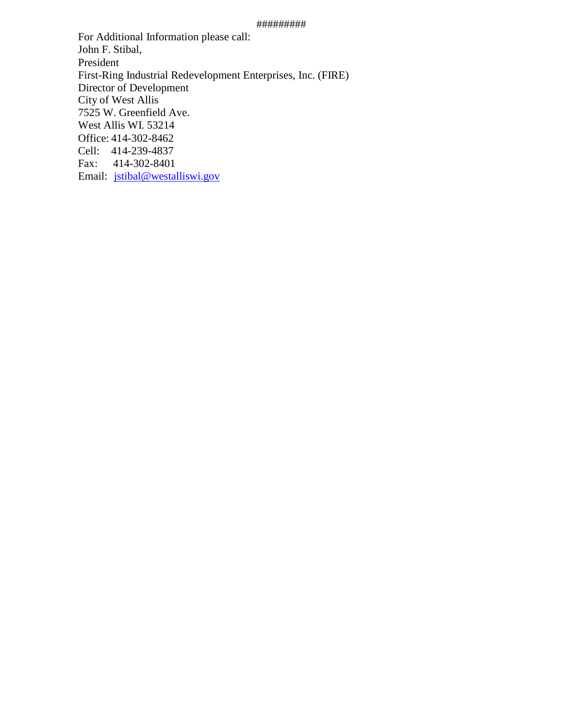#########

For Additional Information please call:
John F. Stibal,
President
First-Ring Industrial Redevelopment Enterprises, Inc. (FIRE)
Director of Development
City of West Allis
7525 W. Greenfield Ave.
West Allis WI. 53214
Office: 414-302-8462
Cell: 414-239-4837
Fax: 414-302-8401
Email: jstibal@westalliswi.gov